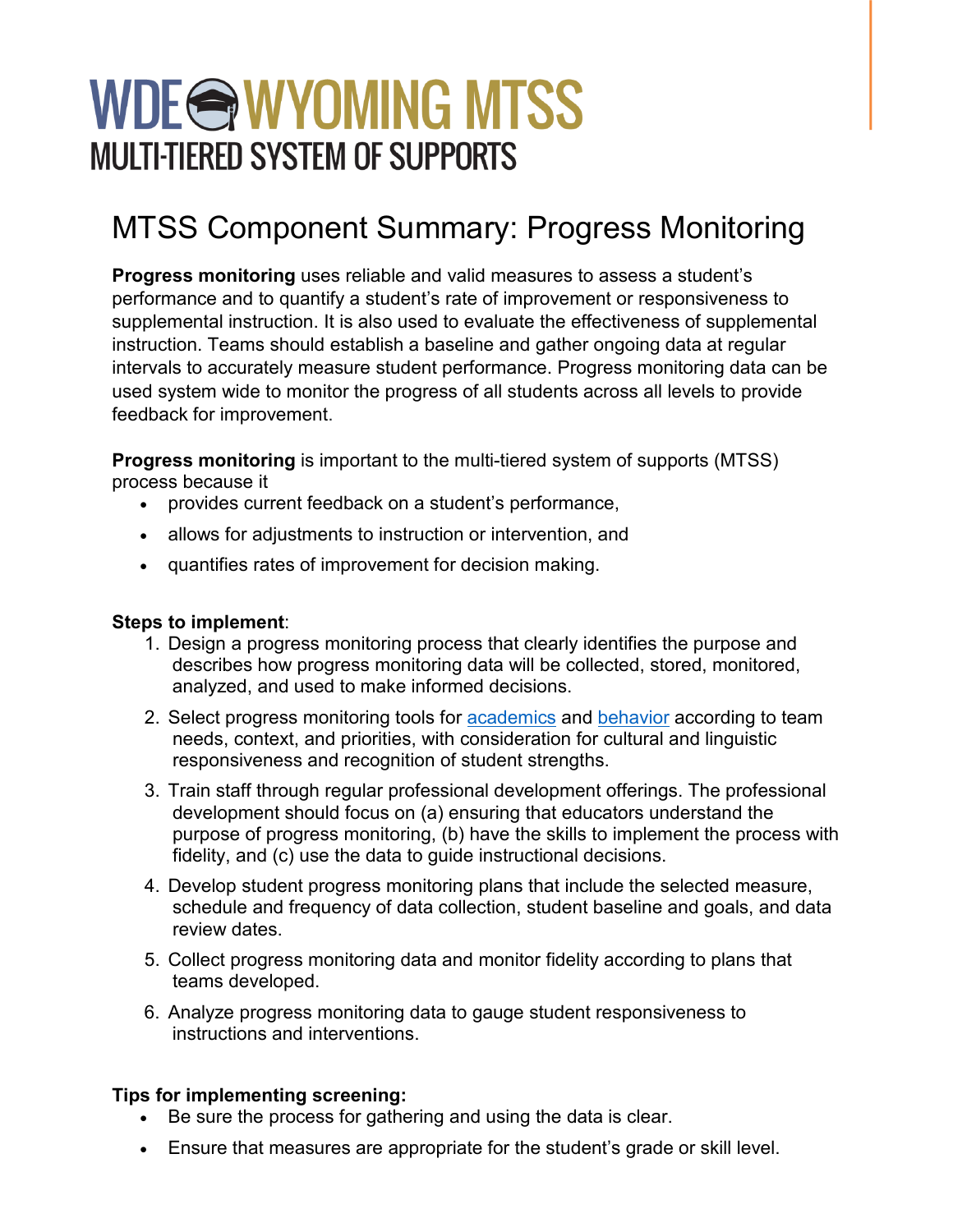# WDE WYOMING MTSS

MULTI-TIERED SYSTEM OF SUPPORTS

## MTSS Component Summary: Progress Monitoring

**Progress monitoring** uses reliable and valid measures to assess a student's performance and to quantify a student's rate of improvement or responsiveness to supplemental instruction. It is also used to evaluate the effectiveness of supplemental instruction. Teams should establish a baseline and gather ongoing data at regular intervals to accurately measure student performance. Progress monitoring data can be used system wide to monitor the progress of all students across all levels to provide feedback for improvement.

**Progress monitoring** is important to the multi-tiered system of supports (MTSS) process because it

- provides current feedback on a student's performance,
- allows for adjustments to instruction or intervention, and
- quantifies rates of improvement for decision making.

**Steps to implement**:

1. Design a progress monitoring process that clearly identifies the purpose and describes how progress monitoring data will be collected, stored, monitored, analyzed, and used to make informed decisions.
2. Select progress monitoring tools for academics and behavior according to team needs, context, and priorities, with consideration for cultural and linguistic responsiveness and recognition of student strengths.
3. Train staff through regular professional development offerings. The professional development should focus on (a) ensuring that educators understand the purpose of progress monitoring, (b) have the skills to implement the process with fidelity, and (c) use the data to guide instructional decisions.
4. Develop student progress monitoring plans that include the selected measure, schedule and frequency of data collection, student baseline and goals, and data review dates.
5. Collect progress monitoring data and monitor fidelity according to plans that teams developed.
6. Analyze progress monitoring data to gauge student responsiveness to instructions and interventions.

**Tips for implementing screening:**

- Be sure the process for gathering and using the data is clear.
- Ensure that measures are appropriate for the student's grade or skill level.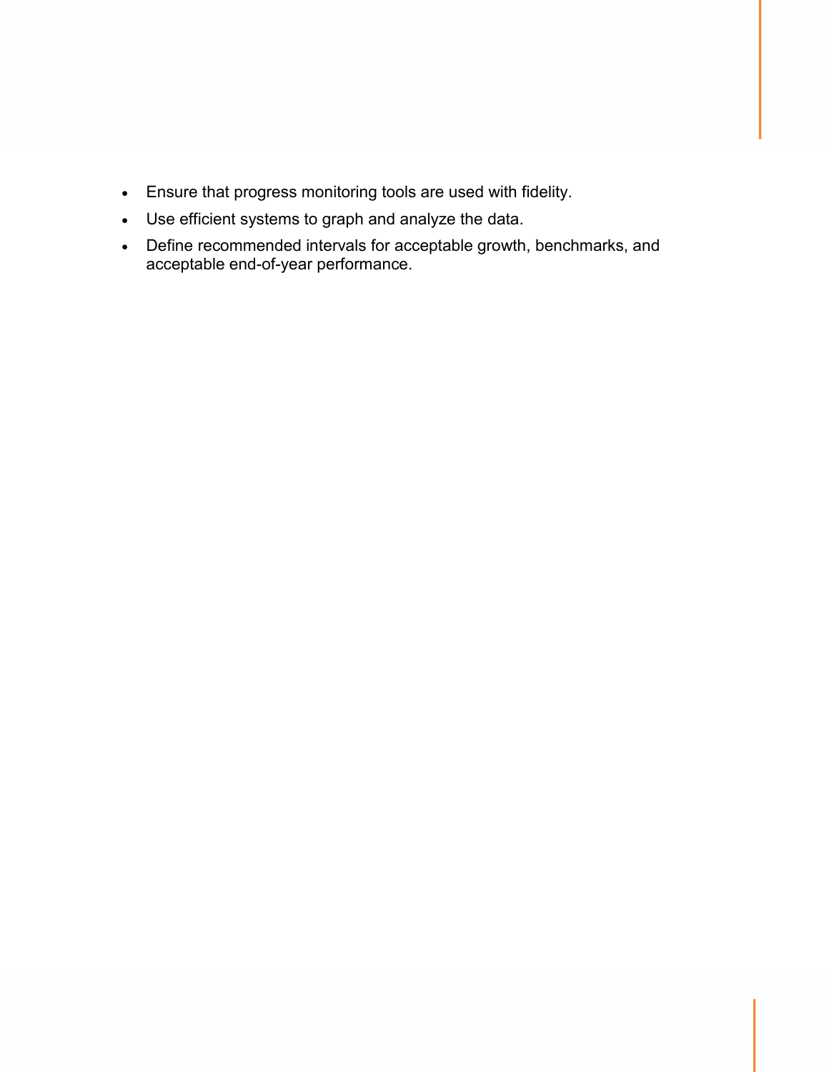- Ensure that progress monitoring tools are used with fidelity.
- Use efficient systems to graph and analyze the data.
- Define recommended intervals for acceptable growth, benchmarks, and acceptable end-of-year performance.